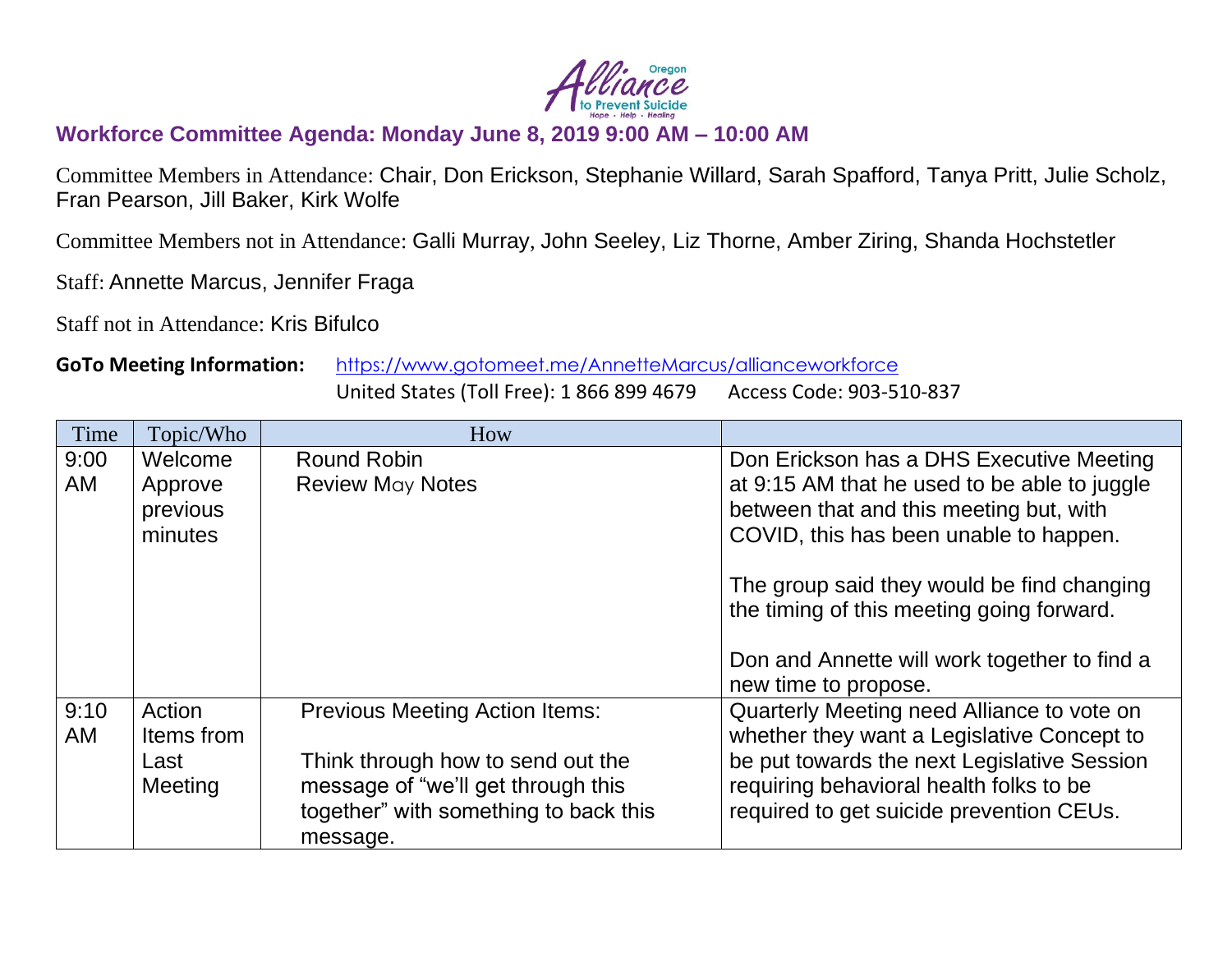## Workforce Committee Agenda: Monday June 8, 2019 9:00 AM – 10:00 AM

Committee Members in Attendance: Chair, Don Erickson, Stephanie Willard, Sarah Spafford, Tanya Pritt, Julie Scholz, Fran Pearson, Jill Baker, Kirk Wolfe

Committee Members not in Attendance: Galli Murray, John Seeley, Liz Thorne, Amber Ziring, Shanda Hochstetler

Staff: Annette Marcus, Jennifer Fraga

Staff not in Attendance: Kris Bifulco

**GoTo Meeting Information:** https://www.gotomeet.me/AnnetteMarcus/allianceworkforce
United States (Toll Free): 1 866 899 4679 Access Code: 903-510-837

| Time | Topic/Who | How | |
|---|---|---|---|
| 9:00 AM | Welcome Approve previous minutes | Round Robin<br>Review May Notes | Don Erickson has a DHS Executive Meeting at 9:15 AM that he used to be able to juggle between that and this meeting but, with COVID, this has been unable to happen.<br><br>The group said they would be find changing the timing of this meeting going forward.<br><br>Don and Annette will work together to find a new time to propose. |
| 9:10 AM | Action Items from Last Meeting | Previous Meeting Action Items:<br><br>Think through how to send out the message of "we'll get through this together" with something to back this message. | Quarterly Meeting need Alliance to vote on whether they want a Legislative Concept to be put towards the next Legislative Session requiring behavioral health folks to be required to get suicide prevention CEUs. |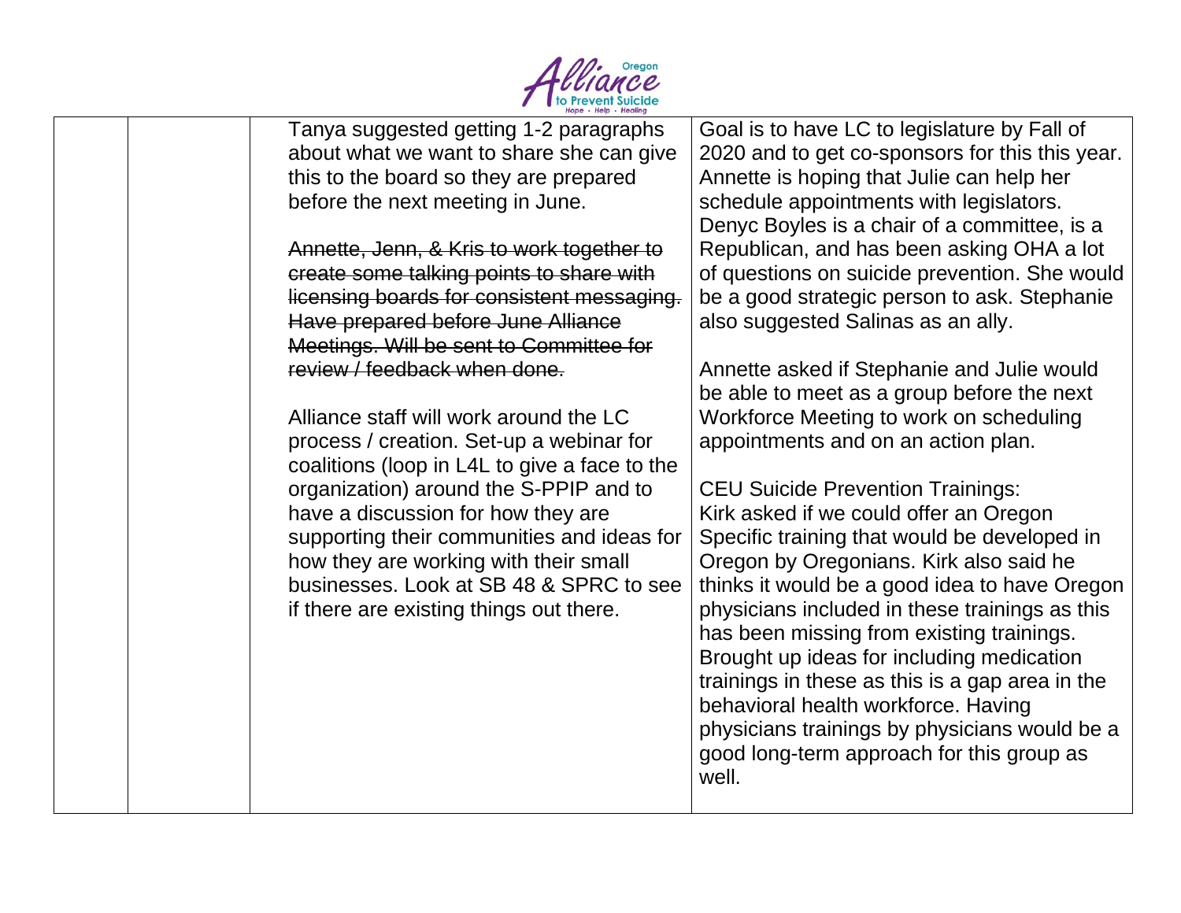| | | Tanya suggested getting 1-2 paragraphs about what we want to share she can give this to the board so they are prepared before the next meeting in June.<br><br>~~Annette, Jenn, & Kris to work together to create some talking points to share with licensing boards for consistent messaging. Have prepared before June Alliance Meetings. Will be sent to Committee for review / feedback when done.~~<br><br>Alliance staff will work around the LC process / creation. Set-up a webinar for coalitions (loop in L4L to give a face to the organization) around the S-PPIP and to have a discussion for how they are supporting their communities and ideas for how they are working with their small businesses. Look at SB 48 & SPRC to see if there are existing things out there. | Goal is to have LC to legislature by Fall of 2020 and to get co-sponsors for this this year. Annette is hoping that Julie can help her schedule appointments with legislators. Denyc Boyles is a chair of a committee, is a Republican, and has been asking OHA a lot of questions on suicide prevention. She would be a good strategic person to ask. Stephanie also suggested Salinas as an ally.<br><br>Annette asked if Stephanie and Julie would be able to meet as a group before the next Workforce Meeting to work on scheduling appointments and on an action plan.<br><br>CEU Suicide Prevention Trainings:<br>Kirk asked if we could offer an Oregon Specific training that would be developed in Oregon by Oregonians. Kirk also said he thinks it would be a good idea to have Oregon physicians included in these trainings as this has been missing from existing trainings. Brought up ideas for including medication trainings in these as this is a gap area in the behavioral health workforce. Having physicians trainings by physicians would be a good long-term approach for this group as well. |
|---|---|---|---|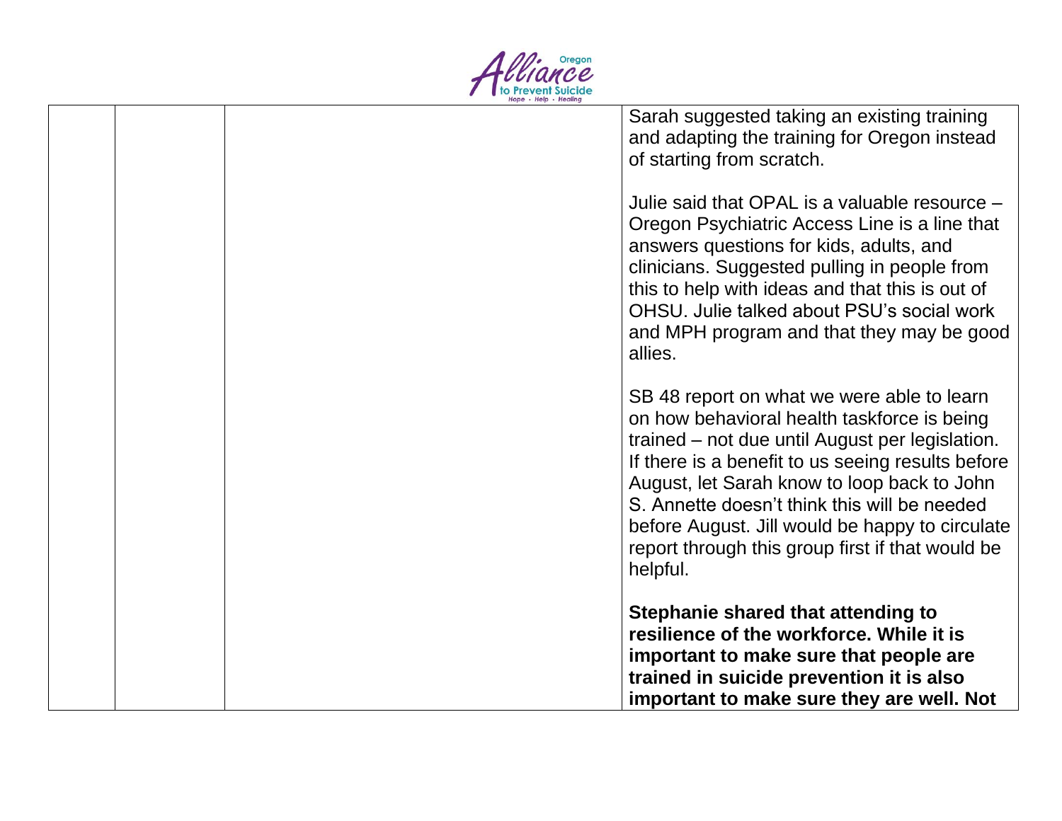| | | | Sarah suggested taking an existing training and adapting the training for Oregon instead of starting from scratch.<br><br>Julie said that OPAL is a valuable resource – Oregon Psychiatric Access Line is a line that answers questions for kids, adults, and clinicians. Suggested pulling in people from this to help with ideas and that this is out of OHSU. Julie talked about PSU's social work and MPH program and that they may be good allies.<br><br>SB 48 report on what we were able to learn on how behavioral health taskforce is being trained – not due until August per legislation. If there is a benefit to us seeing results before August, let Sarah know to loop back to John S. Annette doesn't think this will be needed before August. Jill would be happy to circulate report through this group first if that would be helpful.<br><br>**Stephanie shared that attending to resilience of the workforce. While it is important to make sure that people are trained in suicide prevention it is also important to make sure they are well. Not** |
|---|---|---|---|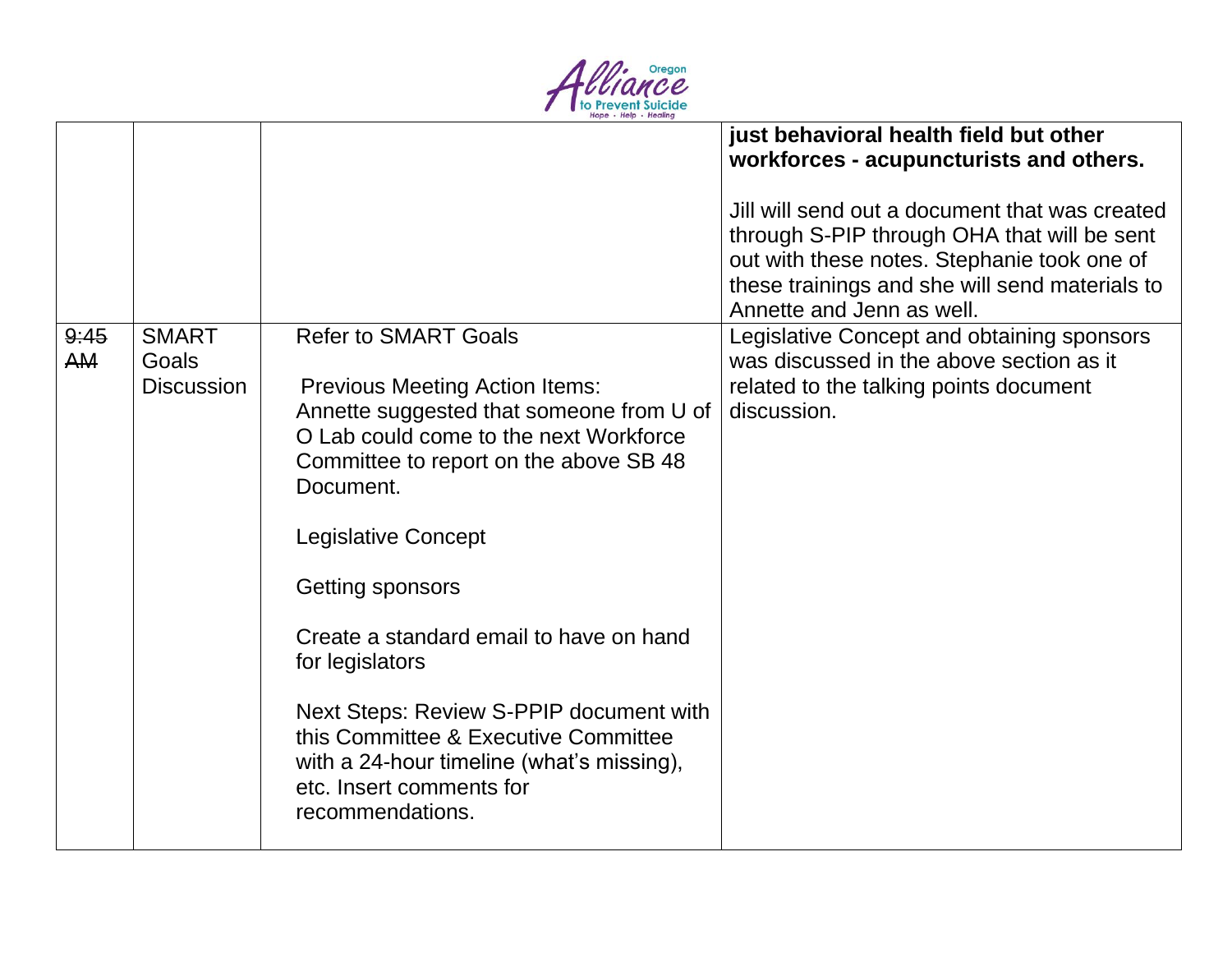| | | | |
|---|---|---|---|
| | | | **just behavioral health field but other workforces - acupuncturists and others.**<br><br>Jill will send out a document that was created through S-PIP through OHA that will be sent out with these notes. Stephanie took one of these trainings and she will send materials to Annette and Jenn as well. |
| ~~9:45 AM~~ | SMART Goals Discussion | Refer to SMART Goals<br><br>Previous Meeting Action Items:<br>Annette suggested that someone from U of O Lab could come to the next Workforce Committee to report on the above SB 48 Document.<br><br>Legislative Concept<br><br>Getting sponsors<br><br>Create a standard email to have on hand for legislators<br><br>Next Steps: Review S-PPIP document with this Committee & Executive Committee with a 24-hour timeline (what's missing), etc. Insert comments for recommendations. | Legislative Concept and obtaining sponsors was discussed in the above section as it related to the talking points document discussion. |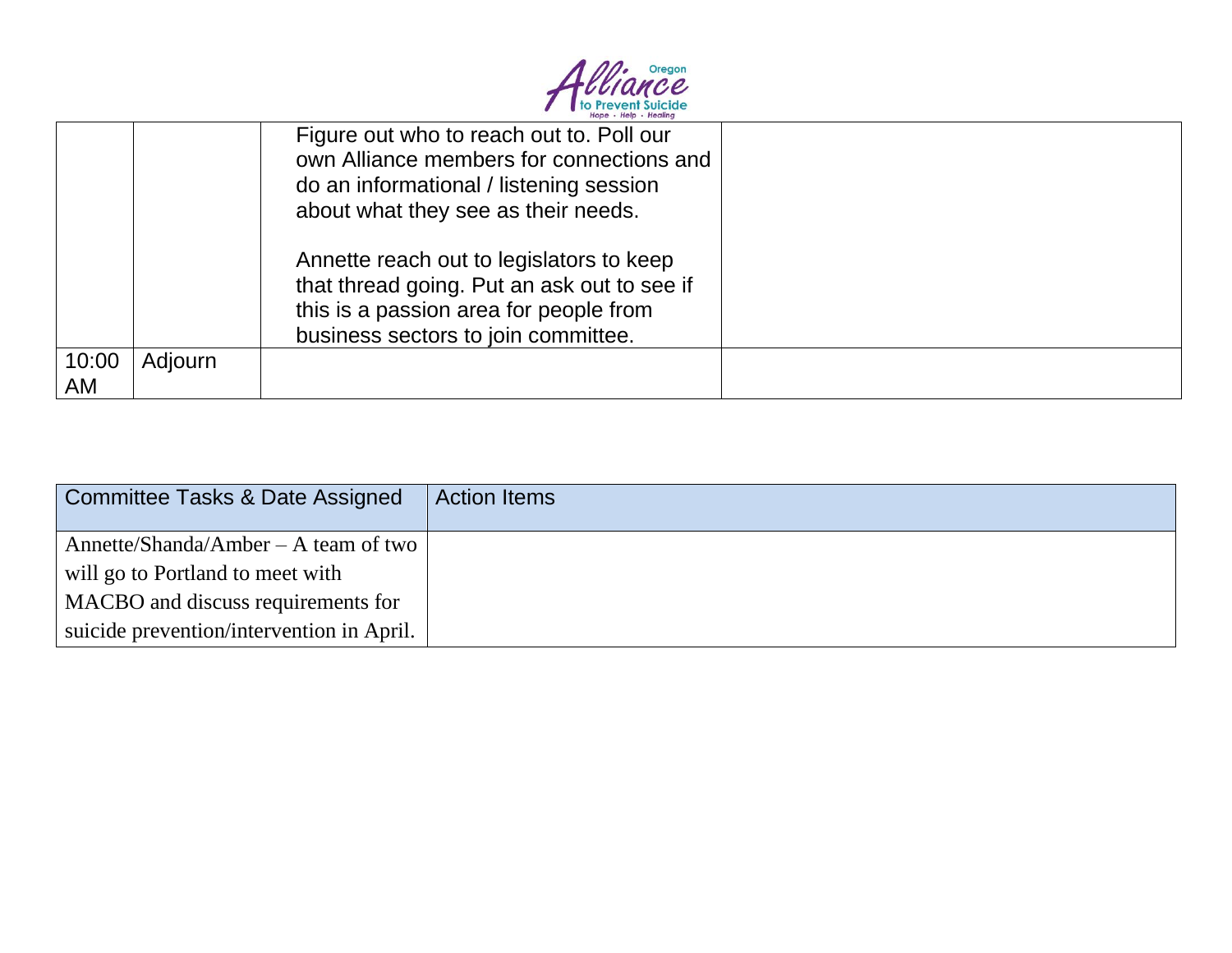| | | | |
|---|---|---|---|
| | | Figure out who to reach out to. Poll our own Alliance members for connections and do an informational / listening session about what they see as their needs.<br><br>Annette reach out to legislators to keep that thread going. Put an ask out to see if this is a passion area for people from business sectors to join committee. | |
| 10:00 AM | Adjourn | | |

| Committee Tasks & Date Assigned | Action Items |
|---|---|
| Annette/Shanda/Amber – A team of two will go to Portland to meet with MACBO and discuss requirements for suicide prevention/intervention in April. | |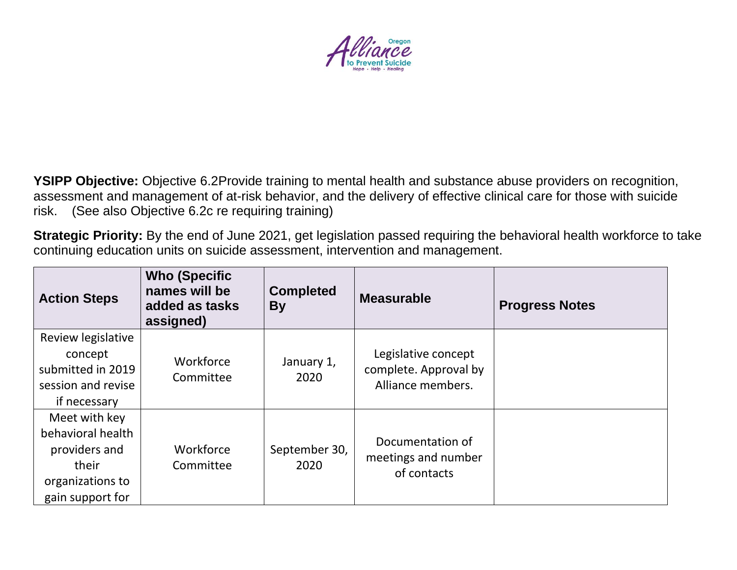**YSIPP Objective:** Objective 6.2Provide training to mental health and substance abuse providers on recognition, assessment and management of at-risk behavior, and the delivery of effective clinical care for those with suicide risk. (See also Objective 6.2c re requiring training)

**Strategic Priority:** By the end of June 2021, get legislation passed requiring the behavioral health workforce to take continuing education units on suicide assessment, intervention and management.

| Action Steps | Who (Specific names will be added as tasks assigned) | Completed By | Measurable | Progress Notes |
|---|---|---|---|---|
| Review legislative concept submitted in 2019 session and revise if necessary | Workforce Committee | January 1, 2020 | Legislative concept complete. Approval by Alliance members. | |
| Meet with key behavioral health providers and their organizations to gain support for | Workforce Committee | September 30, 2020 | Documentation of meetings and number of contacts | |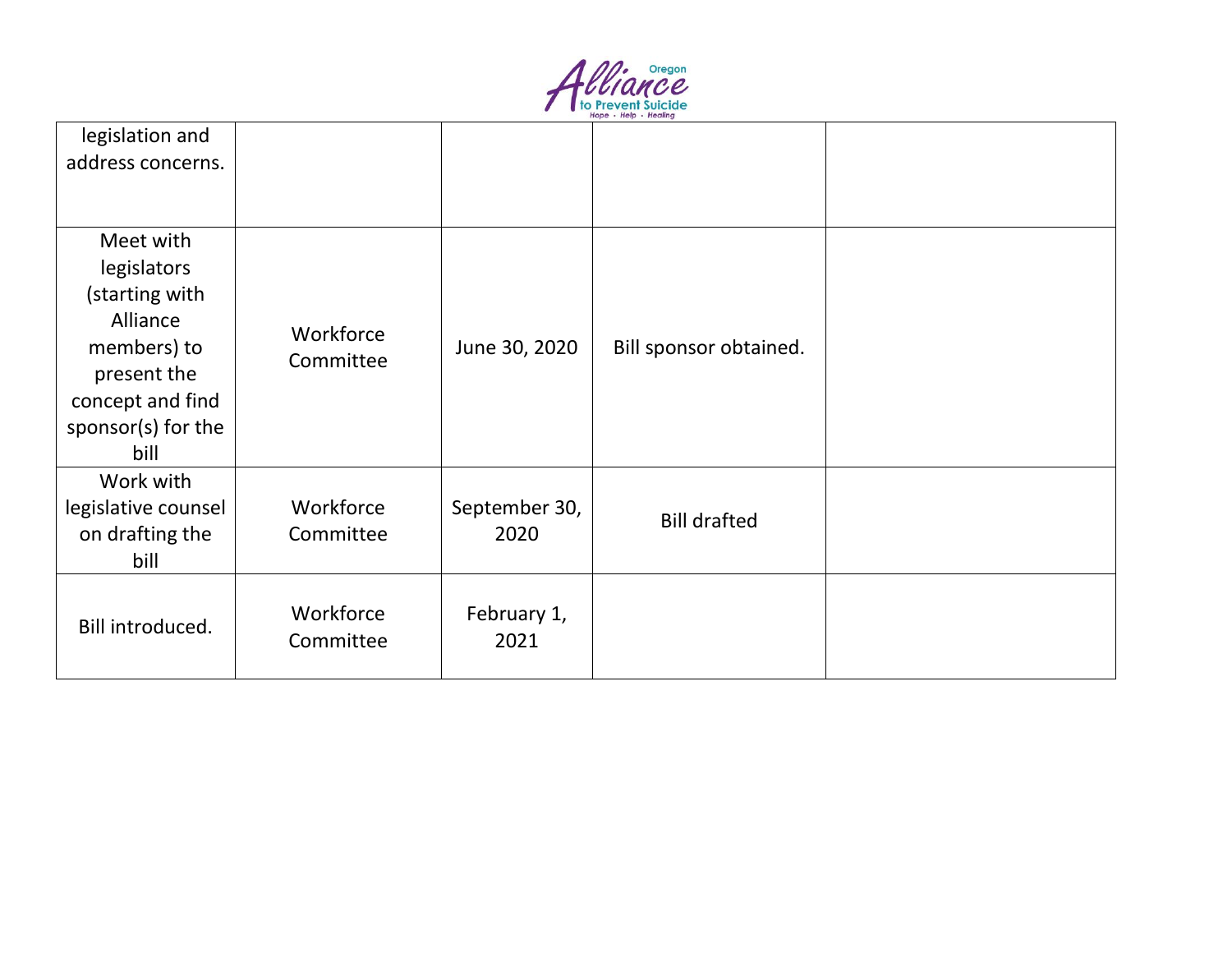| | | | | |
|---|---|---|---|---|
| legislation and address concerns. | | | | |
| Meet with legislators (starting with Alliance members) to present the concept and find sponsor(s) for the bill | Workforce Committee | June 30, 2020 | Bill sponsor obtained. | |
| Work with legislative counsel on drafting the bill | Workforce Committee | September 30, 2020 | Bill drafted | |
| Bill introduced. | Workforce Committee | February 1, 2021 | | |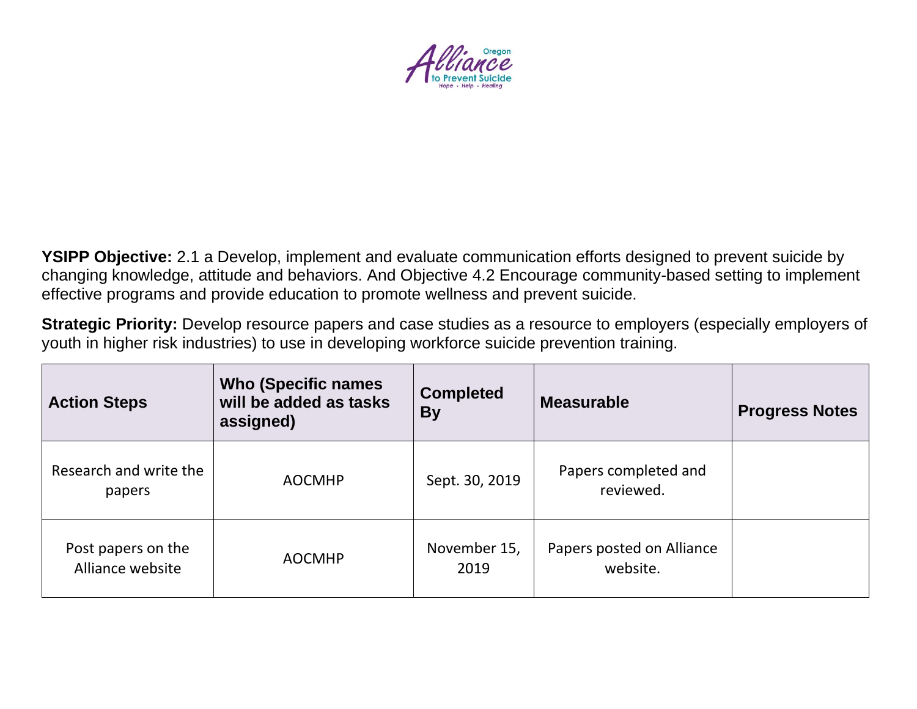**YSIPP Objective:** 2.1 a Develop, implement and evaluate communication efforts designed to prevent suicide by changing knowledge, attitude and behaviors. And Objective 4.2 Encourage community-based setting to implement effective programs and provide education to promote wellness and prevent suicide.

**Strategic Priority:** Develop resource papers and case studies as a resource to employers (especially employers of youth in higher risk industries) to use in developing workforce suicide prevention training.

| Action Steps | Who (Specific names will be added as tasks assigned) | Completed By | Measurable | Progress Notes |
|---|---|---|---|---|
| Research and write the papers | AOCMHP | Sept. 30, 2019 | Papers completed and reviewed. | |
| Post papers on the Alliance website | AOCMHP | November 15, 2019 | Papers posted on Alliance website. | |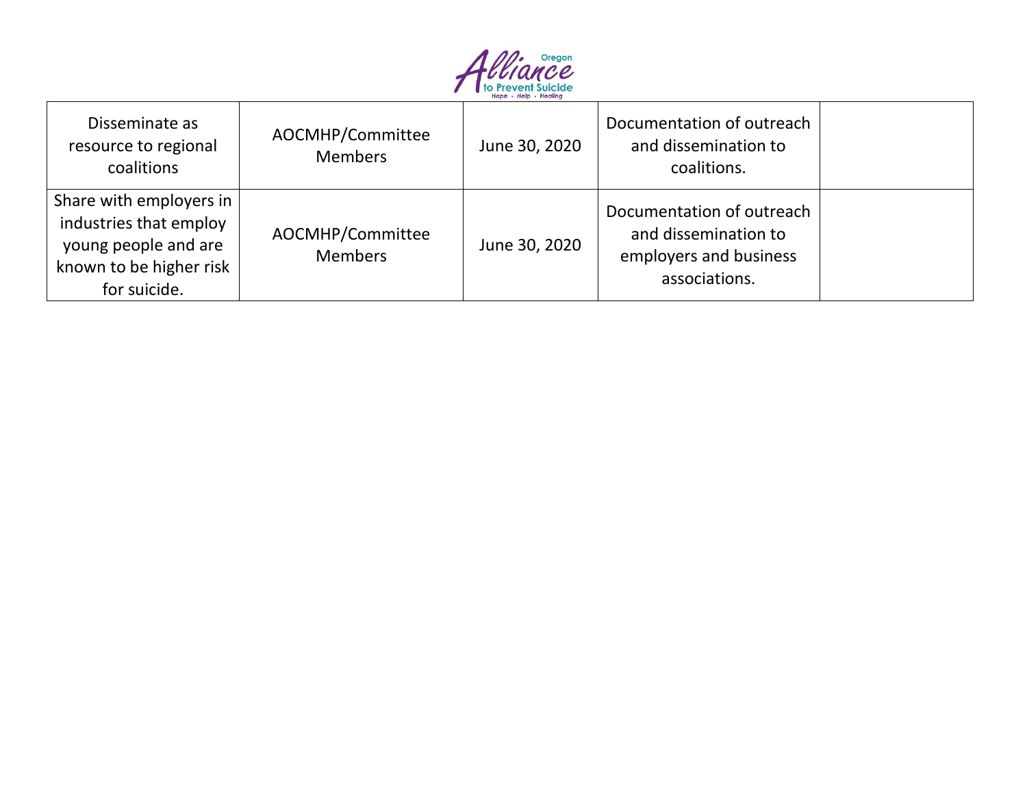| | | | | |
|---|---|---|---|---|
| Disseminate as resource to regional coalitions | AOCMHP/Committee Members | June 30, 2020 | Documentation of outreach and dissemination to coalitions. | |
| Share with employers in industries that employ young people and are known to be higher risk for suicide. | AOCMHP/Committee Members | June 30, 2020 | Documentation of outreach and dissemination to employers and business associations. | |